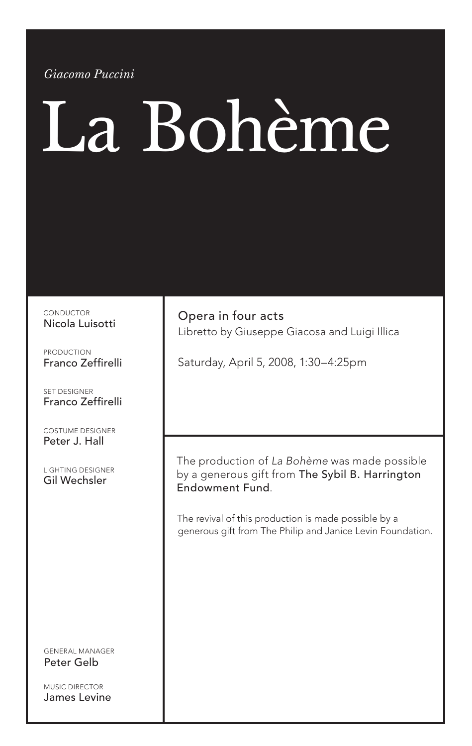*Giacomo Puccini*

# La Bohème

CONDUCTOR
Nicola Luisotti

PRODUCTION
Franco Zeffirelli

SET DESIGNER
Franco Zeffirelli

COSTUME DESIGNER
Peter J. Hall

LIGHTING DESIGNER
Gil Wechsler

GENERAL MANAGER
Peter Gelb

MUSIC DIRECTOR
James Levine

Opera in four acts
Libretto by Giuseppe Giacosa and Luigi Illica

Saturday, April 5, 2008, 1:30–4:25pm

The production of *La Bohème* was made possible by a generous gift from **The Sybil B. Harrington Endowment Fund**.

The revival of this production is made possible by a generous gift from The Philip and Janice Levin Foundation.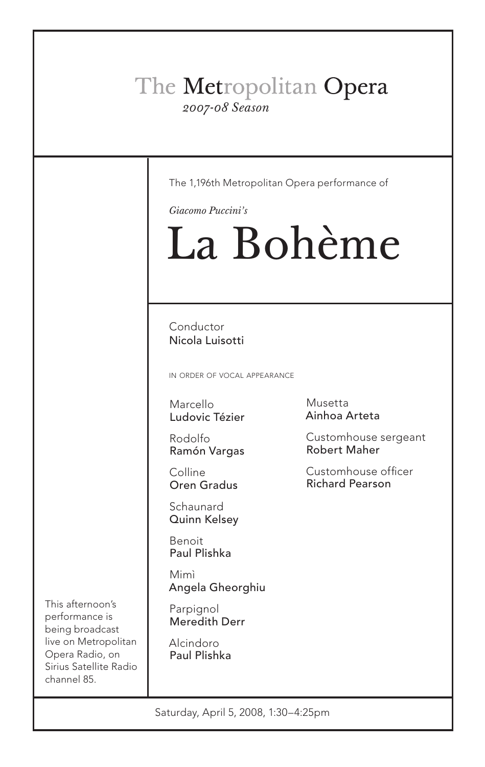# The Metropolitan Opera

*2007-08 Season*

The 1,196th Metropolitan Opera performance of

*Giacomo Puccini's*

# La Bohème

Conductor
**Nicola Luisotti**

IN ORDER OF VOCAL APPEARANCE

Marcello
**Ludovic Tézier**

Rodolfo
**Ramón Vargas**

Colline
**Oren Gradus**

Schaunard
**Quinn Kelsey**

Benoit
**Paul Plishka**

Mimì
**Angela Gheorghiu**

Parpignol
**Meredith Derr**

Alcindoro
**Paul Plishka**

Musetta
**Ainhoa Arteta**

Customhouse sergeant
**Robert Maher**

Customhouse officer
**Richard Pearson**

This afternoon's performance is being broadcast live on Metropolitan Opera Radio, on Sirius Satellite Radio channel 85.

Saturday, April 5, 2008, 1:30–4:25pm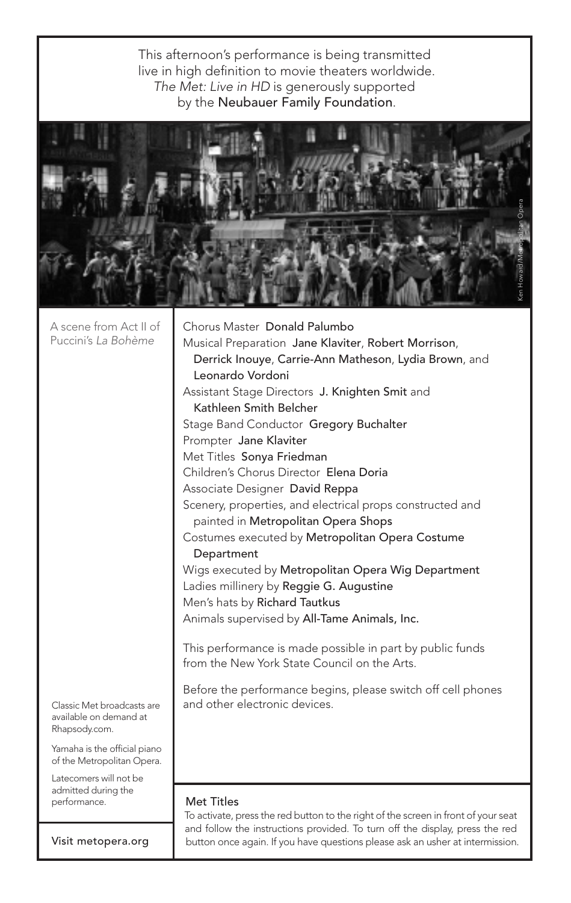This afternoon's performance is being transmitted live in high definition to movie theaters worldwide. *The Met: Live in HD* is generously supported by the **Neubauer Family Foundation**.

Ken Howard/Metropolitan Opera

A scene from Act II of Puccini's *La Bohème*

Chorus Master **Donald Palumbo**
Musical Preparation **Jane Klaviter**, **Robert Morrison**, **Derrick Inouye**, **Carrie-Ann Matheson**, **Lydia Brown**, and **Leonardo Vordoni**
Assistant Stage Directors **J. Knighten Smit** and **Kathleen Smith Belcher**
Stage Band Conductor **Gregory Buchalter**
Prompter **Jane Klaviter**
Met Titles **Sonya Friedman**
Children's Chorus Director **Elena Doria**
Associate Designer **David Reppa**
Scenery, properties, and electrical props constructed and painted in **Metropolitan Opera Shops**
Costumes executed by **Metropolitan Opera Costume Department**
Wigs executed by **Metropolitan Opera Wig Department**
Ladies millinery by **Reggie G. Augustine**
Men's hats by **Richard Tautkus**
Animals supervised by **All-Tame Animals, Inc.**

This performance is made possible in part by public funds from the New York State Council on the Arts.

Before the performance begins, please switch off cell phones and other electronic devices.

Classic Met broadcasts are available on demand at Rhapsody.com.

Yamaha is the official piano of the Metropolitan Opera.

Latecomers will not be admitted during the performance.

**Met Titles**
To activate, press the red button to the right of the screen in front of your seat and follow the instructions provided. To turn off the display, press the red button once again. If you have questions please ask an usher at intermission.

Visit metopera.org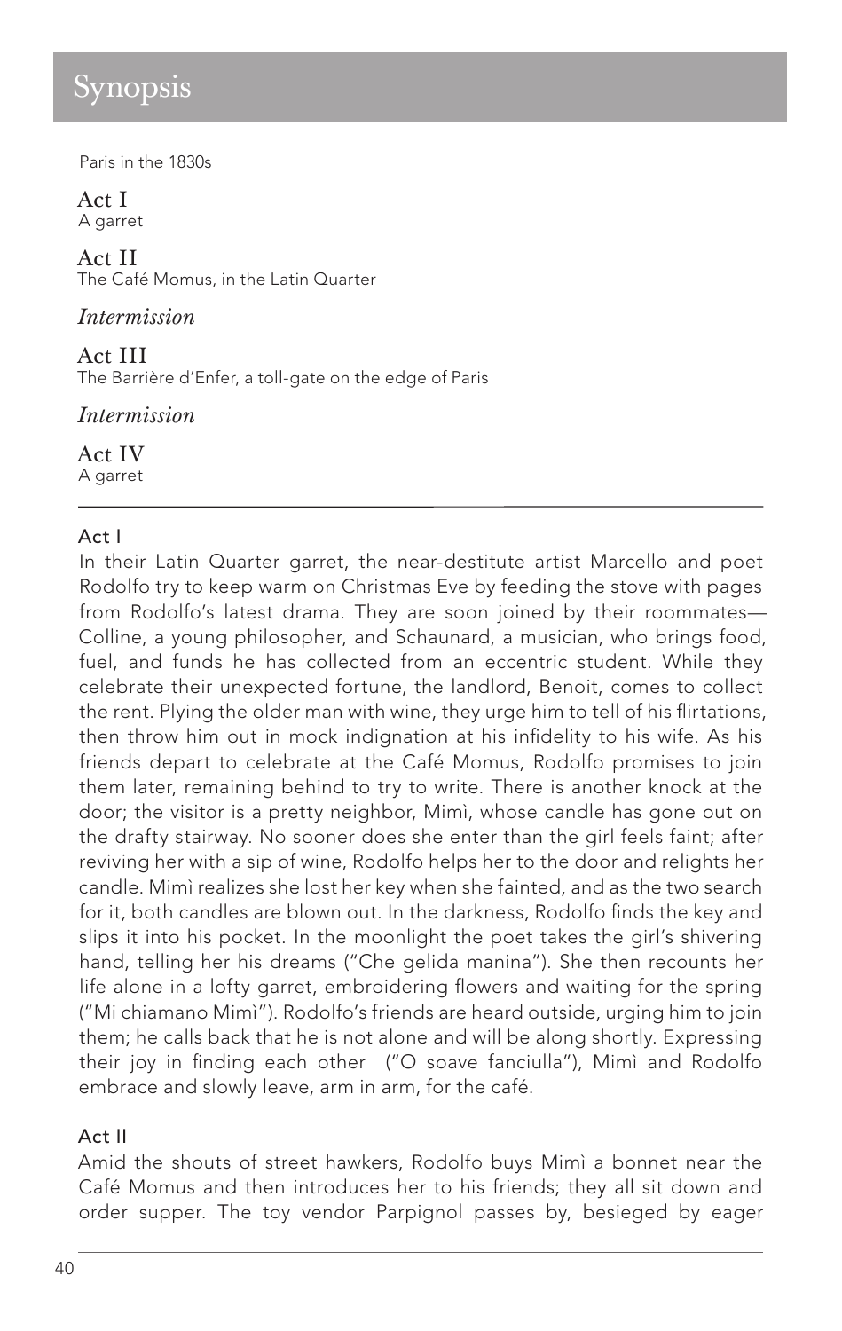# Synopsis

Paris in the 1830s

Act I
A garret

Act II
The Café Momus, in the Latin Quarter

*Intermission*

Act III
The Barrière d'Enfer, a toll-gate on the edge of Paris

*Intermission*

Act IV
A garret

---

## Act I

In their Latin Quarter garret, the near-destitute artist Marcello and poet Rodolfo try to keep warm on Christmas Eve by feeding the stove with pages from Rodolfo's latest drama. They are soon joined by their roommates—Colline, a young philosopher, and Schaunard, a musician, who brings food, fuel, and funds he has collected from an eccentric student. While they celebrate their unexpected fortune, the landlord, Benoit, comes to collect the rent. Plying the older man with wine, they urge him to tell of his flirtations, then throw him out in mock indignation at his infidelity to his wife. As his friends depart to celebrate at the Café Momus, Rodolfo promises to join them later, remaining behind to try to write. There is another knock at the door; the visitor is a pretty neighbor, Mimì, whose candle has gone out on the drafty stairway. No sooner does she enter than the girl feels faint; after reviving her with a sip of wine, Rodolfo helps her to the door and relights her candle. Mimì realizes she lost her key when she fainted, and as the two search for it, both candles are blown out. In the darkness, Rodolfo finds the key and slips it into his pocket. In the moonlight the poet takes the girl's shivering hand, telling her his dreams ("Che gelida manina"). She then recounts her life alone in a lofty garret, embroidering flowers and waiting for the spring ("Mi chiamano Mimì"). Rodolfo's friends are heard outside, urging him to join them; he calls back that he is not alone and will be along shortly. Expressing their joy in finding each other ("O soave fanciulla"), Mimì and Rodolfo embrace and slowly leave, arm in arm, for the café.

## Act II

Amid the shouts of street hawkers, Rodolfo buys Mimì a bonnet near the Café Momus and then introduces her to his friends; they all sit down and order supper. The toy vendor Parpignol passes by, besieged by eager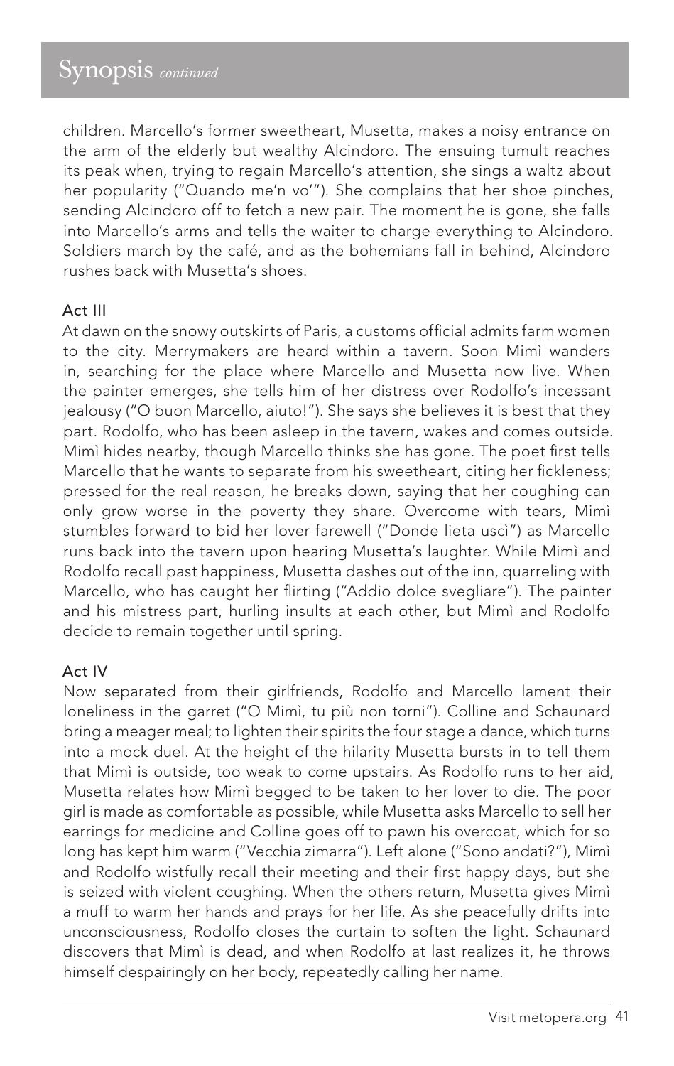# Synopsis *continued*

children. Marcello's former sweetheart, Musetta, makes a noisy entrance on the arm of the elderly but wealthy Alcindoro. The ensuing tumult reaches its peak when, trying to regain Marcello's attention, she sings a waltz about her popularity ("Quando me'n vo'"). She complains that her shoe pinches, sending Alcindoro off to fetch a new pair. The moment he is gone, she falls into Marcello's arms and tells the waiter to charge everything to Alcindoro. Soldiers march by the café, and as the bohemians fall in behind, Alcindoro rushes back with Musetta's shoes.

### Act III

At dawn on the snowy outskirts of Paris, a customs official admits farm women to the city. Merrymakers are heard within a tavern. Soon Mimì wanders in, searching for the place where Marcello and Musetta now live. When the painter emerges, she tells him of her distress over Rodolfo's incessant jealousy ("O buon Marcello, aiuto!"). She says she believes it is best that they part. Rodolfo, who has been asleep in the tavern, wakes and comes outside. Mimì hides nearby, though Marcello thinks she has gone. The poet first tells Marcello that he wants to separate from his sweetheart, citing her fickleness; pressed for the real reason, he breaks down, saying that her coughing can only grow worse in the poverty they share. Overcome with tears, Mimì stumbles forward to bid her lover farewell ("Donde lieta uscì") as Marcello runs back into the tavern upon hearing Musetta's laughter. While Mimì and Rodolfo recall past happiness, Musetta dashes out of the inn, quarreling with Marcello, who has caught her flirting ("Addio dolce svegliare"). The painter and his mistress part, hurling insults at each other, but Mimì and Rodolfo decide to remain together until spring.

### Act IV

Now separated from their girlfriends, Rodolfo and Marcello lament their loneliness in the garret ("O Mimì, tu più non torni"). Colline and Schaunard bring a meager meal; to lighten their spirits the four stage a dance, which turns into a mock duel. At the height of the hilarity Musetta bursts in to tell them that Mimì is outside, too weak to come upstairs. As Rodolfo runs to her aid, Musetta relates how Mimì begged to be taken to her lover to die. The poor girl is made as comfortable as possible, while Musetta asks Marcello to sell her earrings for medicine and Colline goes off to pawn his overcoat, which for so long has kept him warm ("Vecchia zimarra"). Left alone ("Sono andati?"), Mimì and Rodolfo wistfully recall their meeting and their first happy days, but she is seized with violent coughing. When the others return, Musetta gives Mimì a muff to warm her hands and prays for her life. As she peacefully drifts into unconsciousness, Rodolfo closes the curtain to soften the light. Schaunard discovers that Mimì is dead, and when Rodolfo at last realizes it, he throws himself despairingly on her body, repeatedly calling her name.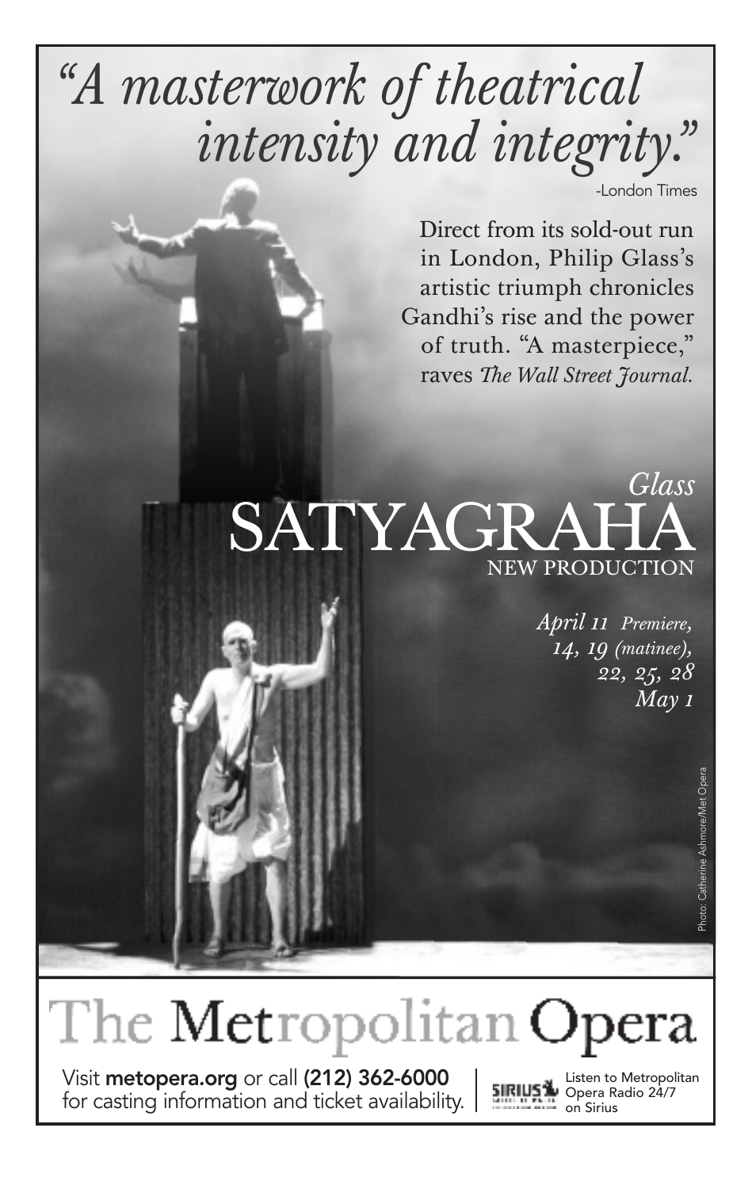# *"A masterwork of theatrical intensity and integrity."*

-London Times

Direct from its sold-out run in London, Philip Glass's artistic triumph chronicles Gandhi's rise and the power of truth. "A masterpiece," raves *The Wall Street Journal.*

*Glass*

# SATYAGRAHA

NEW PRODUCTION

*April 11 Premiere,*
*14, 19 (matinee),*
*22, 25, 28*
*May 1*

Photo: Catherine Ashmore/Met Opera

# The Metropolitan Opera

Visit **metopera.org** or call **(212) 362-6000** for casting information and ticket availability.

Listen to Metropolitan Opera Radio 24/7 on Sirius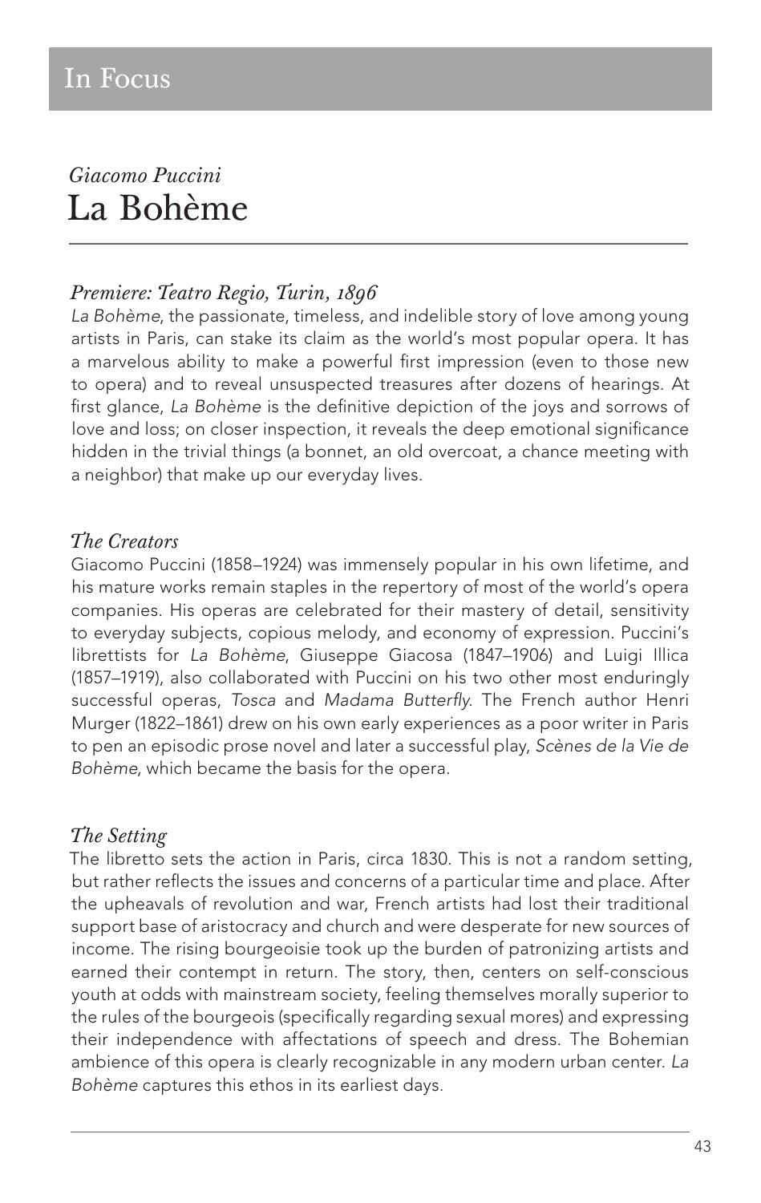# In Focus

*Giacomo Puccini*

## La Bohème

### *Premiere: Teatro Regio, Turin, 1896*

*La Bohème*, the passionate, timeless, and indelible story of love among young artists in Paris, can stake its claim as the world's most popular opera. It has a marvelous ability to make a powerful first impression (even to those new to opera) and to reveal unsuspected treasures after dozens of hearings. At first glance, *La Bohème* is the definitive depiction of the joys and sorrows of love and loss; on closer inspection, it reveals the deep emotional significance hidden in the trivial things (a bonnet, an old overcoat, a chance meeting with a neighbor) that make up our everyday lives.

### *The Creators*

Giacomo Puccini (1858–1924) was immensely popular in his own lifetime, and his mature works remain staples in the repertory of most of the world's opera companies. His operas are celebrated for their mastery of detail, sensitivity to everyday subjects, copious melody, and economy of expression. Puccini's librettists for *La Bohème*, Giuseppe Giacosa (1847–1906) and Luigi Illica (1857–1919), also collaborated with Puccini on his two other most enduringly successful operas, *Tosca* and *Madama Butterfly*. The French author Henri Murger (1822–1861) drew on his own early experiences as a poor writer in Paris to pen an episodic prose novel and later a successful play, *Scènes de la Vie de Bohème*, which became the basis for the opera.

### *The Setting*

The libretto sets the action in Paris, circa 1830. This is not a random setting, but rather reflects the issues and concerns of a particular time and place. After the upheavals of revolution and war, French artists had lost their traditional support base of aristocracy and church and were desperate for new sources of income. The rising bourgeoisie took up the burden of patronizing artists and earned their contempt in return. The story, then, centers on self-conscious youth at odds with mainstream society, feeling themselves morally superior to the rules of the bourgeois (specifically regarding sexual mores) and expressing their independence with affectations of speech and dress. The Bohemian ambience of this opera is clearly recognizable in any modern urban center. *La Bohème* captures this ethos in its earliest days.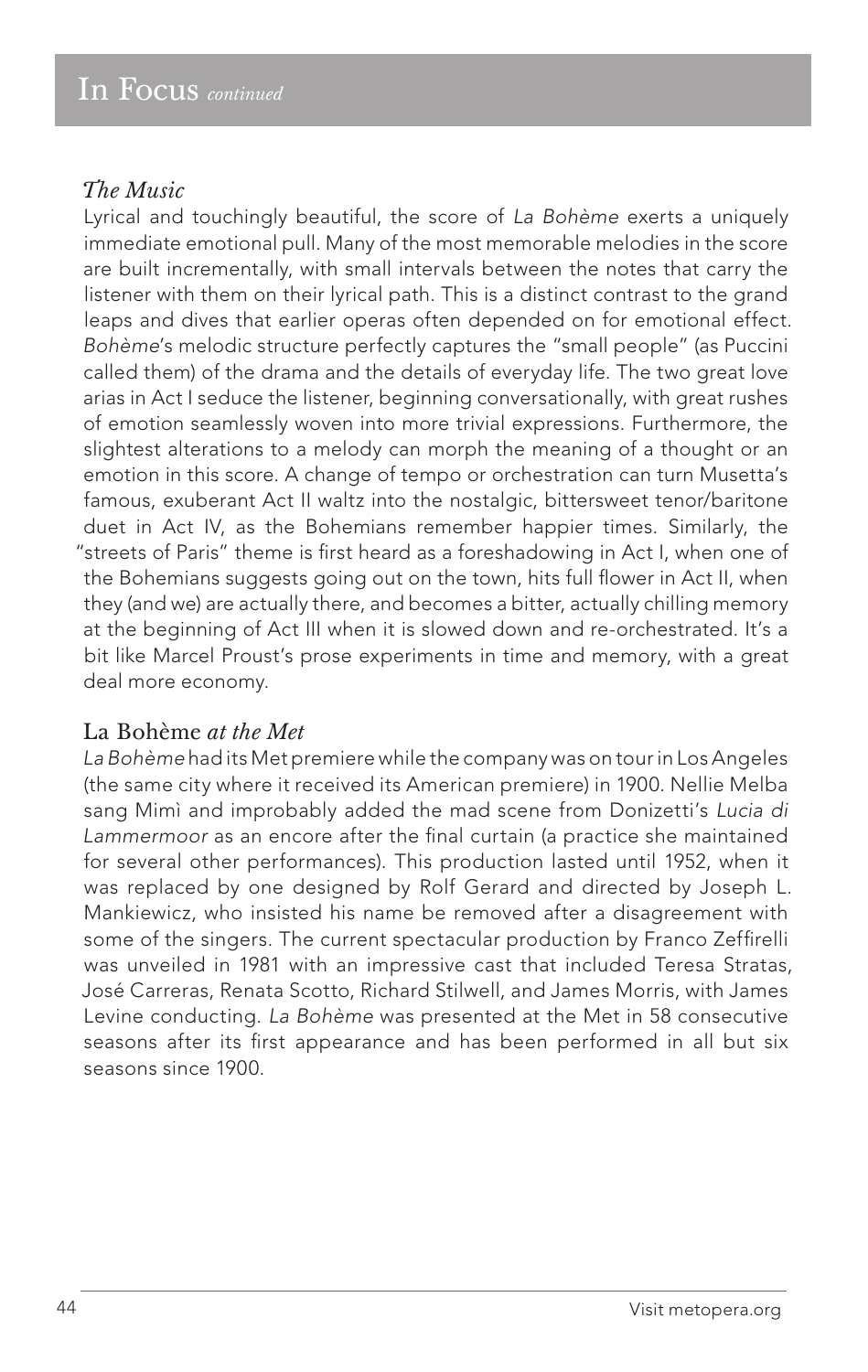# In Focus *continued*

### *The Music*

Lyrical and touchingly beautiful, the score of *La Bohème* exerts a uniquely immediate emotional pull. Many of the most memorable melodies in the score are built incrementally, with small intervals between the notes that carry the listener with them on their lyrical path. This is a distinct contrast to the grand leaps and dives that earlier operas often depended on for emotional effect. *Bohème*'s melodic structure perfectly captures the "small people" (as Puccini called them) of the drama and the details of everyday life. The two great love arias in Act I seduce the listener, beginning conversationally, with great rushes of emotion seamlessly woven into more trivial expressions. Furthermore, the slightest alterations to a melody can morph the meaning of a thought or an emotion in this score. A change of tempo or orchestration can turn Musetta's famous, exuberant Act II waltz into the nostalgic, bittersweet tenor/baritone duet in Act IV, as the Bohemians remember happier times. Similarly, the "streets of Paris" theme is first heard as a foreshadowing in Act I, when one of the Bohemians suggests going out on the town, hits full flower in Act II, when they (and we) are actually there, and becomes a bitter, actually chilling memory at the beginning of Act III when it is slowed down and re-orchestrated. It's a bit like Marcel Proust's prose experiments in time and memory, with a great deal more economy.

### La Bohème *at the Met*

*La Bohème* had its Met premiere while the company was on tour in Los Angeles (the same city where it received its American premiere) in 1900. Nellie Melba sang Mimì and improbably added the mad scene from Donizetti's *Lucia di Lammermoor* as an encore after the final curtain (a practice she maintained for several other performances). This production lasted until 1952, when it was replaced by one designed by Rolf Gerard and directed by Joseph L. Mankiewicz, who insisted his name be removed after a disagreement with some of the singers. The current spectacular production by Franco Zeffirelli was unveiled in 1981 with an impressive cast that included Teresa Stratas, José Carreras, Renata Scotto, Richard Stilwell, and James Morris, with James Levine conducting. *La Bohème* was presented at the Met in 58 consecutive seasons after its first appearance and has been performed in all but six seasons since 1900.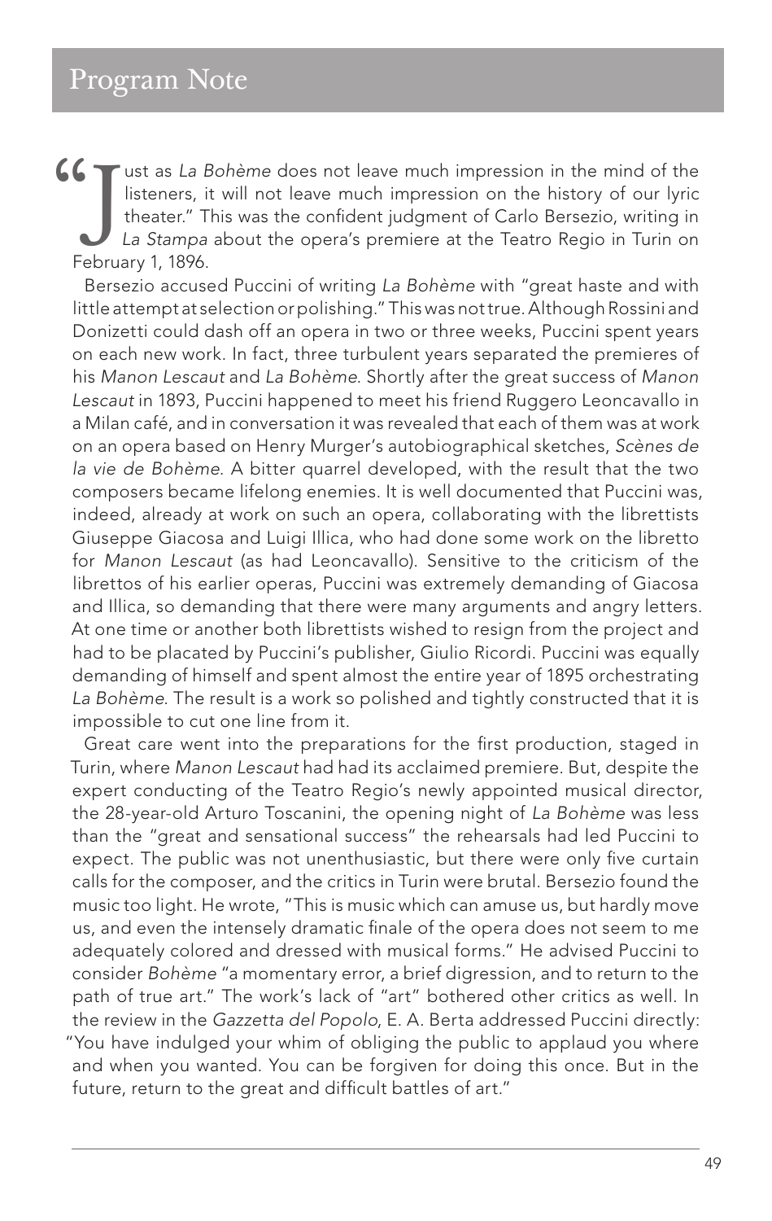# Program Note

"Just as *La Bohème* does not leave much impression in the mind of the listeners, it will not leave much impression on the history of our lyric theater." This was the confident judgment of Carlo Bersezio, writing in *La Stampa* about the opera's premiere at the Teatro Regio in Turin on February 1, 1896.

Bersezio accused Puccini of writing *La Bohème* with "great haste and with little attempt at selection or polishing." This was not true. Although Rossini and Donizetti could dash off an opera in two or three weeks, Puccini spent years on each new work. In fact, three turbulent years separated the premieres of his *Manon Lescaut* and *La Bohème*. Shortly after the great success of *Manon Lescaut* in 1893, Puccini happened to meet his friend Ruggero Leoncavallo in a Milan café, and in conversation it was revealed that each of them was at work on an opera based on Henry Murger's autobiographical sketches, *Scènes de la vie de Bohème*. A bitter quarrel developed, with the result that the two composers became lifelong enemies. It is well documented that Puccini was, indeed, already at work on such an opera, collaborating with the librettists Giuseppe Giacosa and Luigi Illica, who had done some work on the libretto for *Manon Lescaut* (as had Leoncavallo). Sensitive to the criticism of the librettos of his earlier operas, Puccini was extremely demanding of Giacosa and Illica, so demanding that there were many arguments and angry letters. At one time or another both librettists wished to resign from the project and had to be placated by Puccini's publisher, Giulio Ricordi. Puccini was equally demanding of himself and spent almost the entire year of 1895 orchestrating *La Bohème*. The result is a work so polished and tightly constructed that it is impossible to cut one line from it.

Great care went into the preparations for the first production, staged in Turin, where *Manon Lescaut* had had its acclaimed premiere. But, despite the expert conducting of the Teatro Regio's newly appointed musical director, the 28-year-old Arturo Toscanini, the opening night of *La Bohème* was less than the "great and sensational success" the rehearsals had led Puccini to expect. The public was not unenthusiastic, but there were only five curtain calls for the composer, and the critics in Turin were brutal. Bersezio found the music too light. He wrote, "This is music which can amuse us, but hardly move us, and even the intensely dramatic finale of the opera does not seem to me adequately colored and dressed with musical forms." He advised Puccini to consider *Bohème* "a momentary error, a brief digression, and to return to the path of true art." The work's lack of "art" bothered other critics as well. In the review in the *Gazzetta del Popolo*, E. A. Berta addressed Puccini directly: "You have indulged your whim of obliging the public to applaud you where and when you wanted. You can be forgiven for doing this once. But in the future, return to the great and difficult battles of art."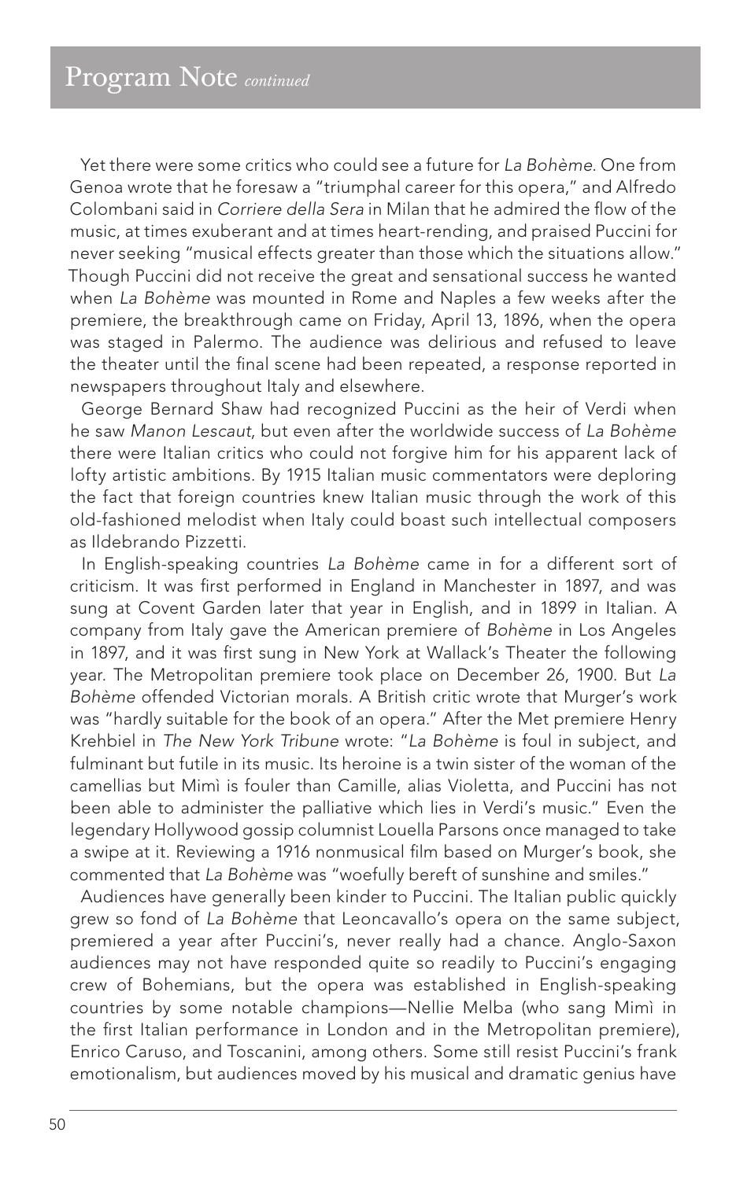## Program Note *continued*

Yet there were some critics who could see a future for *La Bohème*. One from Genoa wrote that he foresaw a "triumphal career for this opera," and Alfredo Colombani said in *Corriere della Sera* in Milan that he admired the flow of the music, at times exuberant and at times heart-rending, and praised Puccini for never seeking "musical effects greater than those which the situations allow." Though Puccini did not receive the great and sensational success he wanted when *La Bohème* was mounted in Rome and Naples a few weeks after the premiere, the breakthrough came on Friday, April 13, 1896, when the opera was staged in Palermo. The audience was delirious and refused to leave the theater until the final scene had been repeated, a response reported in newspapers throughout Italy and elsewhere.

George Bernard Shaw had recognized Puccini as the heir of Verdi when he saw *Manon Lescaut*, but even after the worldwide success of *La Bohème* there were Italian critics who could not forgive him for his apparent lack of lofty artistic ambitions. By 1915 Italian music commentators were deploring the fact that foreign countries knew Italian music through the work of this old-fashioned melodist when Italy could boast such intellectual composers as Ildebrando Pizzetti.

In English-speaking countries *La Bohème* came in for a different sort of criticism. It was first performed in England in Manchester in 1897, and was sung at Covent Garden later that year in English, and in 1899 in Italian. A company from Italy gave the American premiere of *Bohème* in Los Angeles in 1897, and it was first sung in New York at Wallack's Theater the following year. The Metropolitan premiere took place on December 26, 1900. But *La Bohème* offended Victorian morals. A British critic wrote that Murger's work was "hardly suitable for the book of an opera." After the Met premiere Henry Krehbiel in *The New York Tribune* wrote: "*La Bohème* is foul in subject, and fulminant but futile in its music. Its heroine is a twin sister of the woman of the camellias but Mimì is fouler than Camille, alias Violetta, and Puccini has not been able to administer the palliative which lies in Verdi's music." Even the legendary Hollywood gossip columnist Louella Parsons once managed to take a swipe at it. Reviewing a 1916 nonmusical film based on Murger's book, she commented that *La Bohème* was "woefully bereft of sunshine and smiles."

Audiences have generally been kinder to Puccini. The Italian public quickly grew so fond of *La Bohème* that Leoncavallo's opera on the same subject, premiered a year after Puccini's, never really had a chance. Anglo-Saxon audiences may not have responded quite so readily to Puccini's engaging crew of Bohemians, but the opera was established in English-speaking countries by some notable champions—Nellie Melba (who sang Mimì in the first Italian performance in London and in the Metropolitan premiere), Enrico Caruso, and Toscanini, among others. Some still resist Puccini's frank emotionalism, but audiences moved by his musical and dramatic genius have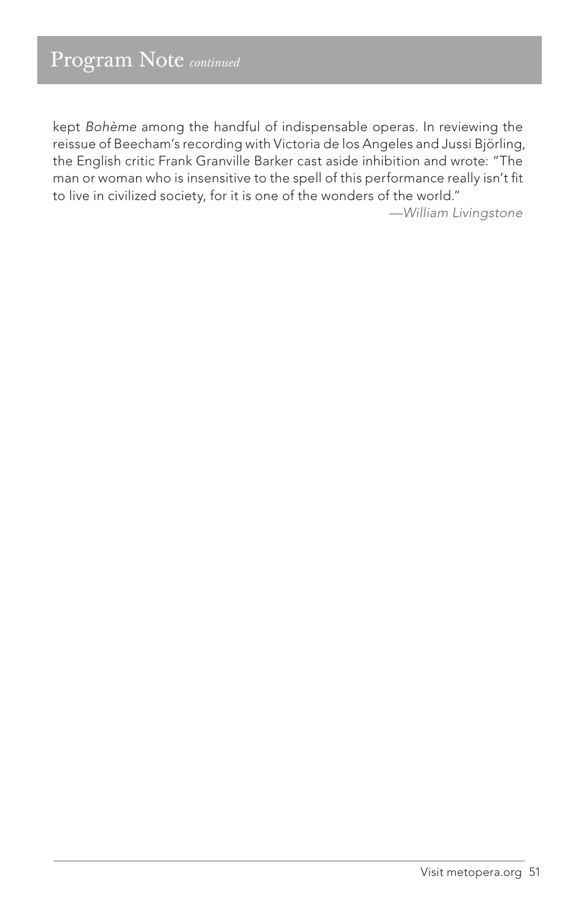## Program Note *continued*

kept *Bohème* among the handful of indispensable operas. In reviewing the reissue of Beecham's recording with Victoria de los Angeles and Jussi Björling, the English critic Frank Granville Barker cast aside inhibition and wrote: "The man or woman who is insensitive to the spell of this performance really isn't fit to live in civilized society, for it is one of the wonders of the world."

—*William Livingstone*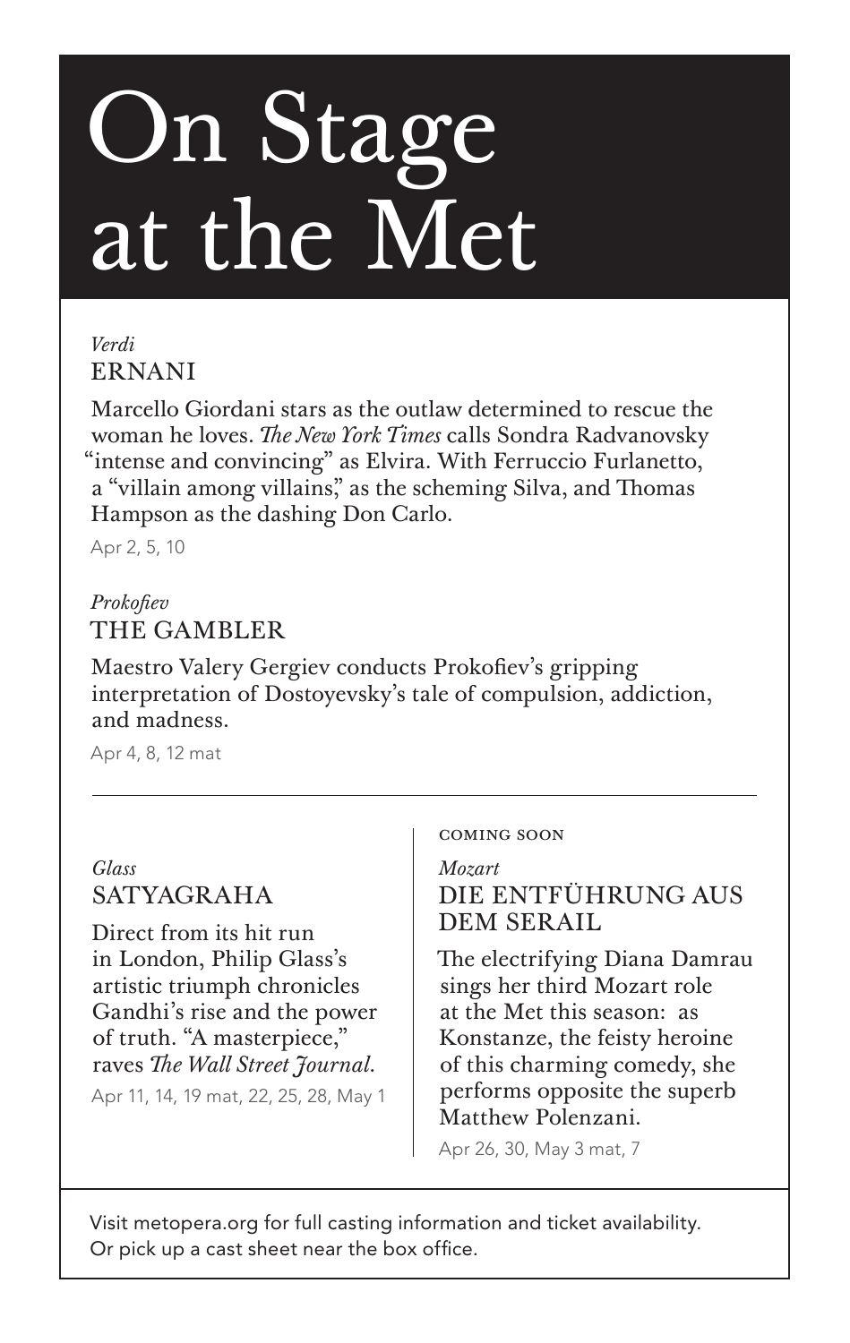# On Stage at the Met

*Verdi*

## ERNANI

Marcello Giordani stars as the outlaw determined to rescue the woman he loves. *The New York Times* calls Sondra Radvanovsky "intense and convincing" as Elvira. With Ferruccio Furlanetto, a "villain among villains," as the scheming Silva, and Thomas Hampson as the dashing Don Carlo.

Apr 2, 5, 10

*Prokofiev*

## THE GAMBLER

Maestro Valery Gergiev conducts Prokofiev's gripping interpretation of Dostoyevsky's tale of compulsion, addiction, and madness.

Apr 4, 8, 12 mat

---

*Glass*

## SATYAGRAHA

Direct from its hit run in London, Philip Glass's artistic triumph chronicles Gandhi's rise and the power of truth. "A masterpiece," raves *The Wall Street Journal*.

Apr 11, 14, 19 mat, 22, 25, 28, May 1

COMING SOON

*Mozart*

## DIE ENTFÜHRUNG AUS DEM SERAIL

The electrifying Diana Damrau sings her third Mozart role at the Met this season: as Konstanze, the feisty heroine of this charming comedy, she performs opposite the superb Matthew Polenzani.

Apr 26, 30, May 3 mat, 7

---

Visit metopera.org for full casting information and ticket availability. Or pick up a cast sheet near the box office.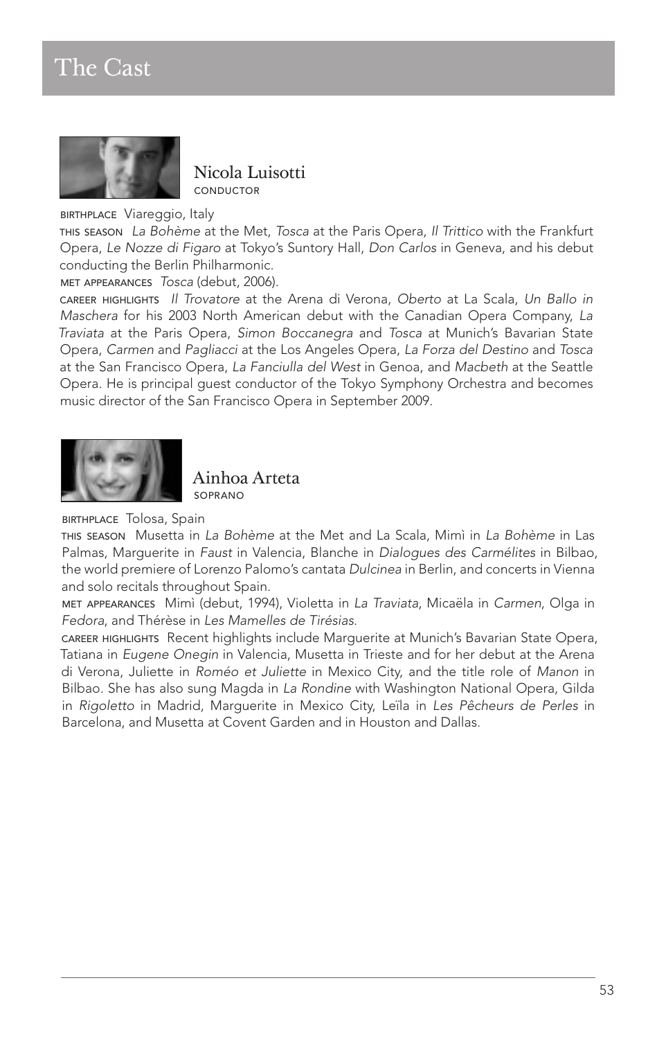# The Cast

## Nicola Luisotti

CONDUCTOR

BIRTHPLACE Viareggio, Italy

THIS SEASON *La Bohème* at the Met, *Tosca* at the Paris Opera, *Il Trittico* with the Frankfurt Opera, *Le Nozze di Figaro* at Tokyo's Suntory Hall, *Don Carlos* in Geneva, and his debut conducting the Berlin Philharmonic.

MET APPEARANCES *Tosca* (debut, 2006).

CAREER HIGHLIGHTS *Il Trovatore* at the Arena di Verona, *Oberto* at La Scala, *Un Ballo in Maschera* for his 2003 North American debut with the Canadian Opera Company, *La Traviata* at the Paris Opera, *Simon Boccanegra* and *Tosca* at Munich's Bavarian State Opera, *Carmen* and *Pagliacci* at the Los Angeles Opera, *La Forza del Destino* and *Tosca* at the San Francisco Opera, *La Fanciulla del West* in Genoa, and *Macbeth* at the Seattle Opera. He is principal guest conductor of the Tokyo Symphony Orchestra and becomes music director of the San Francisco Opera in September 2009.

## Ainhoa Arteta

SOPRANO

BIRTHPLACE Tolosa, Spain

THIS SEASON Musetta in *La Bohème* at the Met and La Scala, Mimì in *La Bohème* in Las Palmas, Marguerite in *Faust* in Valencia, Blanche in *Dialogues des Carmélites* in Bilbao, the world premiere of Lorenzo Palomo's cantata *Dulcinea* in Berlin, and concerts in Vienna and solo recitals throughout Spain.

MET APPEARANCES Mimì (debut, 1994), Violetta in *La Traviata*, Micaëla in *Carmen*, Olga in *Fedora*, and Thérèse in *Les Mamelles de Tirésias*.

CAREER HIGHLIGHTS Recent highlights include Marguerite at Munich's Bavarian State Opera, Tatiana in *Eugene Onegin* in Valencia, Musetta in Trieste and for her debut at the Arena di Verona, Juliette in *Roméo et Juliette* in Mexico City, and the title role of *Manon* in Bilbao. She has also sung Magda in *La Rondine* with Washington National Opera, Gilda in *Rigoletto* in Madrid, Marguerite in Mexico City, Leïla in *Les Pêcheurs de Perles* in Barcelona, and Musetta at Covent Garden and in Houston and Dallas.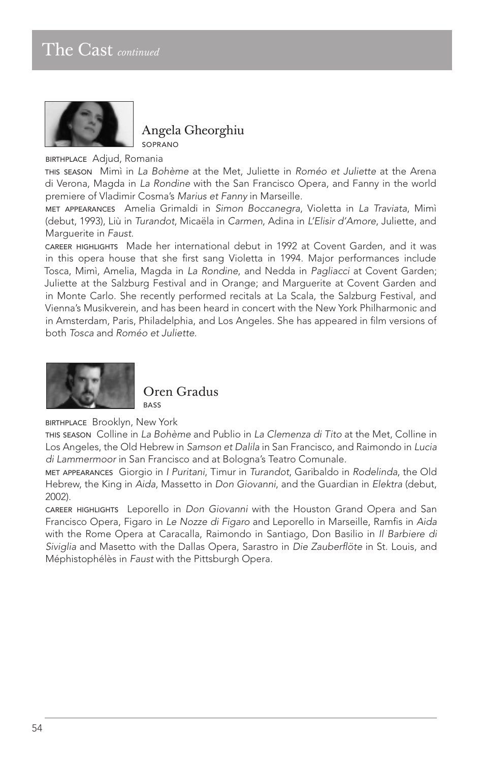# The Cast *continued*

## Angela Gheorghiu

SOPRANO

BIRTHPLACE Adjud, Romania

THIS SEASON Mimì in *La Bohème* at the Met, Juliette in *Roméo et Juliette* at the Arena di Verona, Magda in *La Rondine* with the San Francisco Opera, and Fanny in the world premiere of Vladimir Cosma's *Marius et Fanny* in Marseille.

MET APPEARANCES Amelia Grimaldi in *Simon Boccanegra*, Violetta in *La Traviata*, Mimì (debut, 1993), Liù in *Turandot*, Micaëla in *Carmen*, Adina in *L'Elisir d'Amore*, Juliette, and Marguerite in *Faust*.

CAREER HIGHLIGHTS Made her international debut in 1992 at Covent Garden, and it was in this opera house that she first sang Violetta in 1994. Major performances include Tosca, Mimì, Amelia, Magda in *La Rondine*, and Nedda in *Pagliacci* at Covent Garden; Juliette at the Salzburg Festival and in Orange; and Marguerite at Covent Garden and in Monte Carlo. She recently performed recitals at La Scala, the Salzburg Festival, and Vienna's Musikverein, and has been heard in concert with the New York Philharmonic and in Amsterdam, Paris, Philadelphia, and Los Angeles. She has appeared in film versions of both *Tosca* and *Roméo et Juliette*.

## Oren Gradus

BASS

BIRTHPLACE Brooklyn, New York

THIS SEASON Colline in *La Bohème* and Publio in *La Clemenza di Tito* at the Met, Colline in Los Angeles, the Old Hebrew in *Samson et Dalila* in San Francisco, and Raimondo in *Lucia di Lammermoor* in San Francisco and at Bologna's Teatro Comunale.

MET APPEARANCES Giorgio in *I Puritani*, Timur in *Turandot*, Garibaldo in *Rodelinda*, the Old Hebrew, the King in *Aida*, Massetto in *Don Giovanni*, and the Guardian in *Elektra* (debut, 2002).

CAREER HIGHLIGHTS Leporello in *Don Giovanni* with the Houston Grand Opera and San Francisco Opera, Figaro in *Le Nozze di Figaro* and Leporello in Marseille, Ramfis in *Aida* with the Rome Opera at Caracalla, Raimondo in Santiago, Don Basilio in *Il Barbiere di Siviglia* and Masetto with the Dallas Opera, Sarastro in *Die Zauberflöte* in St. Louis, and Méphistophélès in *Faust* with the Pittsburgh Opera.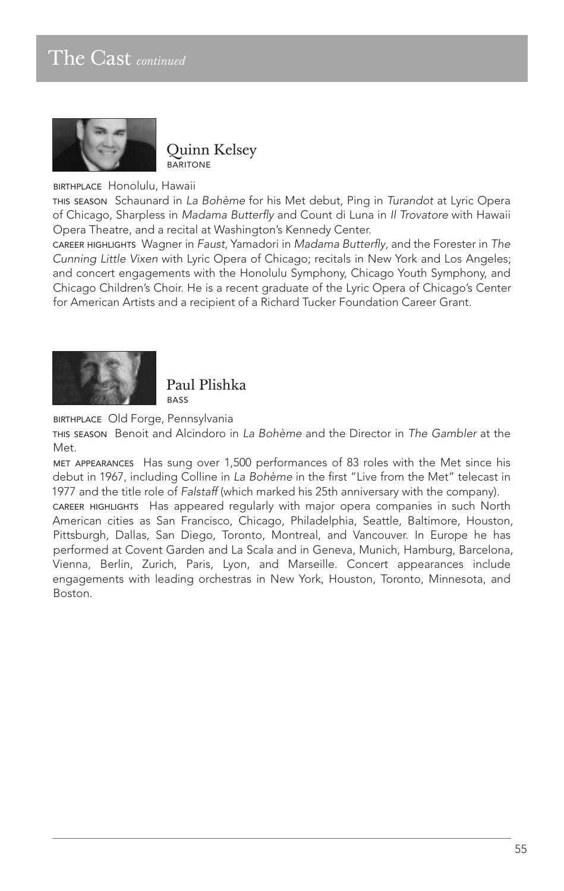## The Cast *continued*

### Quinn Kelsey
BARITONE

BIRTHPLACE Honolulu, Hawaii

THIS SEASON Schaunard in *La Bohème* for his Met debut, Ping in *Turandot* at Lyric Opera of Chicago, Sharpless in *Madama Butterfly* and Count di Luna in *Il Trovatore* with Hawaii Opera Theatre, and a recital at Washington's Kennedy Center.

CAREER HIGHLIGHTS Wagner in *Faust*, Yamadori in *Madama Butterfly*, and the Forester in *The Cunning Little Vixen* with Lyric Opera of Chicago; recitals in New York and Los Angeles; and concert engagements with the Honolulu Symphony, Chicago Youth Symphony, and Chicago Children's Choir. He is a recent graduate of the Lyric Opera of Chicago's Center for American Artists and a recipient of a Richard Tucker Foundation Career Grant.

### Paul Plishka
BASS

BIRTHPLACE Old Forge, Pennsylvania

THIS SEASON Benoit and Alcindoro in *La Bohème* and the Director in *The Gambler* at the Met.

MET APPEARANCES Has sung over 1,500 performances of 83 roles with the Met since his debut in 1967, including Colline in *La Bohème* in the first "Live from the Met" telecast in 1977 and the title role of *Falstaff* (which marked his 25th anniversary with the company).

CAREER HIGHLIGHTS Has appeared regularly with major opera companies in such North American cities as San Francisco, Chicago, Philadelphia, Seattle, Baltimore, Houston, Pittsburgh, Dallas, San Diego, Toronto, Montreal, and Vancouver. In Europe he has performed at Covent Garden and La Scala and in Geneva, Munich, Hamburg, Barcelona, Vienna, Berlin, Zurich, Paris, Lyon, and Marseille. Concert appearances include engagements with leading orchestras in New York, Houston, Toronto, Minnesota, and Boston.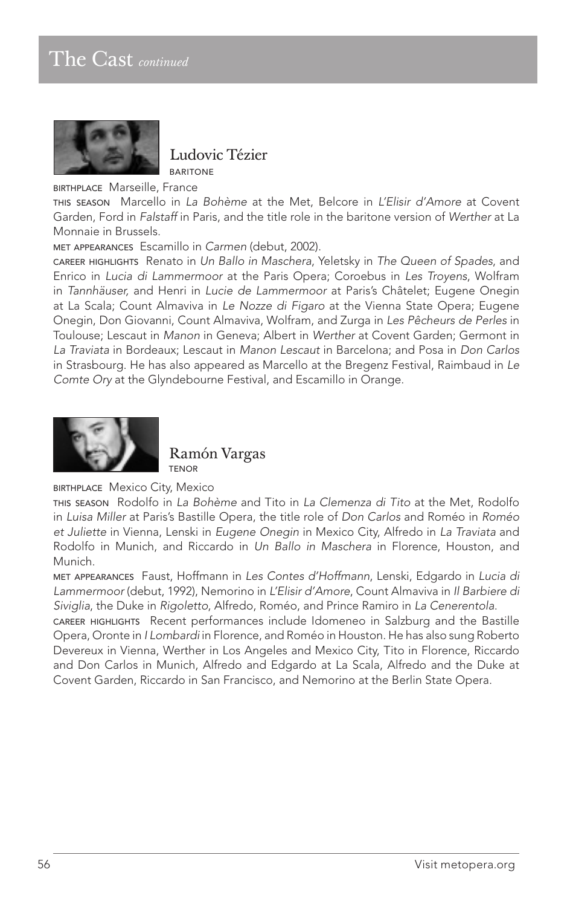# The Cast *continued*

## Ludovic Tézier
BARITONE

BIRTHPLACE Marseille, France

THIS SEASON Marcello in *La Bohème* at the Met, Belcore in *L'Elisir d'Amore* at Covent Garden, Ford in *Falstaff* in Paris, and the title role in the baritone version of *Werther* at La Monnaie in Brussels.

MET APPEARANCES Escamillo in *Carmen* (debut, 2002).

CAREER HIGHLIGHTS Renato in *Un Ballo in Maschera*, Yeletsky in *The Queen of Spades*, and Enrico in *Lucia di Lammermoor* at the Paris Opera; Coroebus in *Les Troyens*, Wolfram in *Tannhäuser,* and Henri in *Lucie de Lammermoor* at Paris's Châtelet; Eugene Onegin at La Scala; Count Almaviva in *Le Nozze di Figaro* at the Vienna State Opera; Eugene Onegin, Don Giovanni, Count Almaviva, Wolfram, and Zurga in *Les Pêcheurs de Perles* in Toulouse; Lescaut in *Manon* in Geneva; Albert in *Werther* at Covent Garden; Germont in *La Traviata* in Bordeaux; Lescaut in *Manon Lescaut* in Barcelona; and Posa in *Don Carlos* in Strasbourg. He has also appeared as Marcello at the Bregenz Festival, Raimbaud in *Le Comte Ory* at the Glyndebourne Festival, and Escamillo in Orange.

## Ramón Vargas
TENOR

BIRTHPLACE Mexico City, Mexico

THIS SEASON Rodolfo in *La Bohème* and Tito in *La Clemenza di Tito* at the Met, Rodolfo in *Luisa Miller* at Paris's Bastille Opera, the title role of *Don Carlos* and Roméo in *Roméo et Juliette* in Vienna, Lenski in *Eugene Onegin* in Mexico City, Alfredo in *La Traviata* and Rodolfo in Munich, and Riccardo in *Un Ballo in Maschera* in Florence, Houston, and Munich.

MET APPEARANCES Faust, Hoffmann in *Les Contes d'Hoffmann*, Lenski, Edgardo in *Lucia di Lammermoor* (debut, 1992), Nemorino in *L'Elisir d'Amore*, Count Almaviva in *Il Barbiere di Siviglia*, the Duke in *Rigoletto*, Alfredo, Roméo, and Prince Ramiro in *La Cenerentola*.

CAREER HIGHLIGHTS Recent performances include Idomeneo in Salzburg and the Bastille Opera, Oronte in *I Lombardi* in Florence, and Roméo in Houston. He has also sung Roberto Devereux in Vienna, Werther in Los Angeles and Mexico City, Tito in Florence, Riccardo and Don Carlos in Munich, Alfredo and Edgardo at La Scala, Alfredo and the Duke at Covent Garden, Riccardo in San Francisco, and Nemorino at the Berlin State Opera.